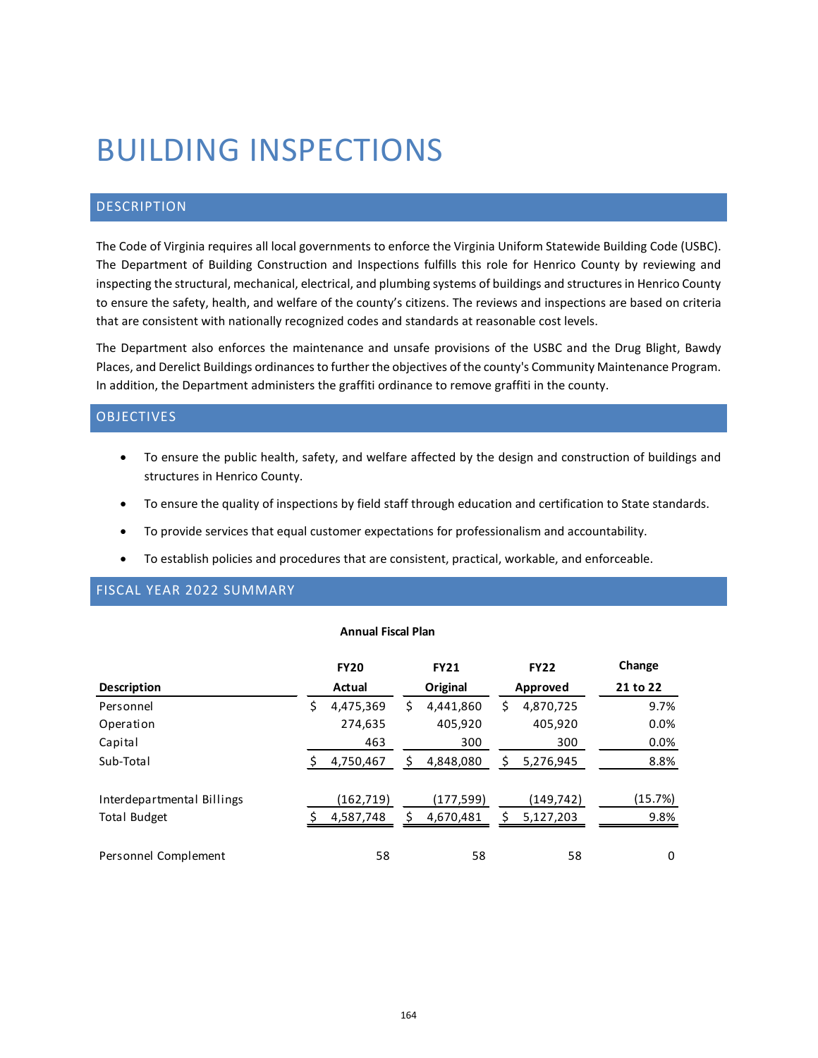# BUILDING INSPECTIONS

## DESCRIPTION

The Code of Virginia requires all local governments to enforce the Virginia Uniform Statewide Building Code (USBC). The Department of Building Construction and Inspections fulfills this role for Henrico County by reviewing and inspecting the structural, mechanical, electrical, and plumbing systems of buildings and structures in Henrico County to ensure the safety, health, and welfare of the county's citizens. The reviews and inspections are based on criteria that are consistent with nationally recognized codes and standards at reasonable cost levels.

The Department also enforces the maintenance and unsafe provisions of the USBC and the Drug Blight, Bawdy Places, and Derelict Buildings ordinances to further the objectives of the county's Community Maintenance Program. In addition, the Department administers the graffiti ordinance to remove graffiti in the county.

## OBJECTIVES

- To ensure the public health, safety, and welfare affected by the design and construction of buildings and structures in Henrico County.
- To ensure the quality of inspections by field staff through education and certification to State standards.
- To provide services that equal customer expectations for professionalism and accountability.
- To establish policies and procedures that are consistent, practical, workable, and enforceable.

## FISCAL YEAR 2022 SUMMARY

**Annual Fiscal Plan**

| Description | FY20 Actual | FY21 Original | FY22 Approved | Change 21 to 22 |
|---|---|---|---|---|
| Personnel | $ 4,475,369 | $ 4,441,860 | $ 4,870,725 | 9.7% |
| Operation | 274,635 | 405,920 | 405,920 | 0.0% |
| Capital | 463 | 300 | 300 | 0.0% |
| Sub-Total | $ 4,750,467 | $ 4,848,080 | $ 5,276,945 | 8.8% |
| | | | | |
| Interdepartmental Billings | (162,719) | (177,599) | (149,742) | (15.7%) |
| Total Budget | $ 4,587,748 | $ 4,670,481 | $ 5,127,203 | 9.8% |
| | | | | |
| Personnel Complement | 58 | 58 | 58 | 0 |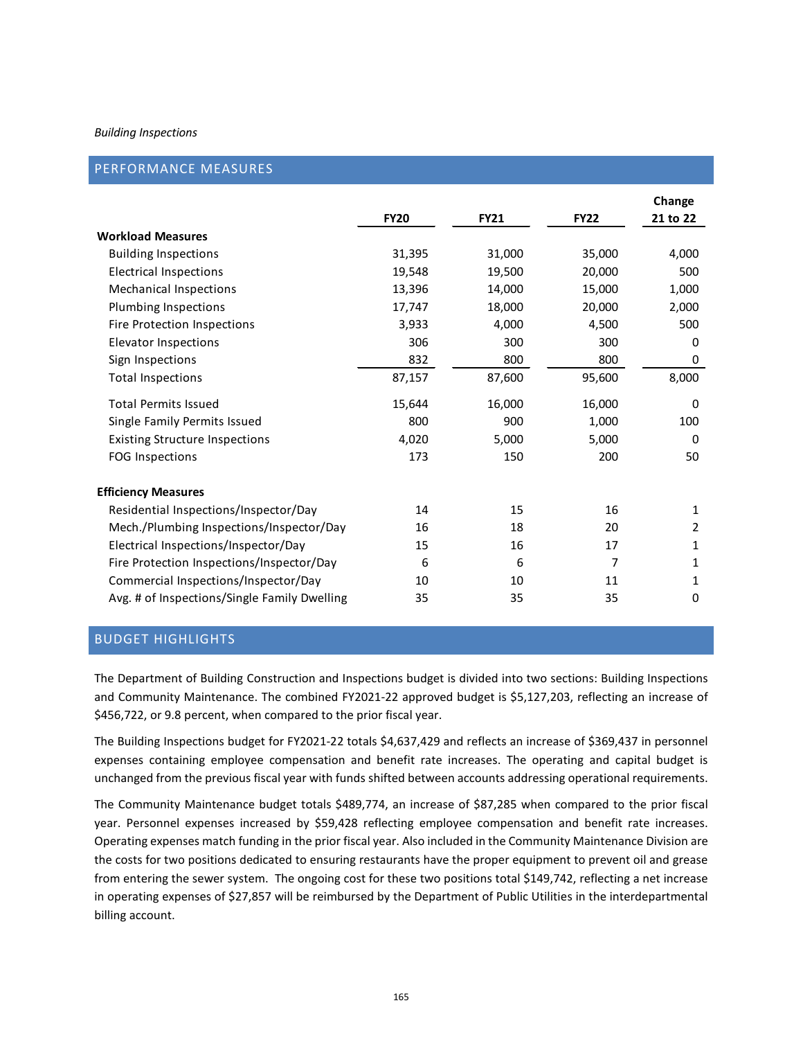*Building Inspections*

## PERFORMANCE MEASURES

| | FY20 | FY21 | FY22 | Change 21 to 22 |
|---|---|---|---|---|
| **Workload Measures** | | | | |
| Building Inspections | 31,395 | 31,000 | 35,000 | 4,000 |
| Electrical Inspections | 19,548 | 19,500 | 20,000 | 500 |
| Mechanical Inspections | 13,396 | 14,000 | 15,000 | 1,000 |
| Plumbing Inspections | 17,747 | 18,000 | 20,000 | 2,000 |
| Fire Protection Inspections | 3,933 | 4,000 | 4,500 | 500 |
| Elevator Inspections | 306 | 300 | 300 | 0 |
| Sign Inspections | 832 | 800 | 800 | 0 |
| Total Inspections | 87,157 | 87,600 | 95,600 | 8,000 |
| Total Permits Issued | 15,644 | 16,000 | 16,000 | 0 |
| Single Family Permits Issued | 800 | 900 | 1,000 | 100 |
| Existing Structure Inspections | 4,020 | 5,000 | 5,000 | 0 |
| FOG Inspections | 173 | 150 | 200 | 50 |
| **Efficiency Measures** | | | | |
| Residential Inspections/Inspector/Day | 14 | 15 | 16 | 1 |
| Mech./Plumbing Inspections/Inspector/Day | 16 | 18 | 20 | 2 |
| Electrical Inspections/Inspector/Day | 15 | 16 | 17 | 1 |
| Fire Protection Inspections/Inspector/Day | 6 | 6 | 7 | 1 |
| Commercial Inspections/Inspector/Day | 10 | 10 | 11 | 1 |
| Avg. # of Inspections/Single Family Dwelling | 35 | 35 | 35 | 0 |

## BUDGET HIGHLIGHTS

The Department of Building Construction and Inspections budget is divided into two sections: Building Inspections and Community Maintenance. The combined FY2021-22 approved budget is $5,127,203, reflecting an increase of $456,722, or 9.8 percent, when compared to the prior fiscal year.

The Building Inspections budget for FY2021-22 totals $4,637,429 and reflects an increase of $369,437 in personnel expenses containing employee compensation and benefit rate increases. The operating and capital budget is unchanged from the previous fiscal year with funds shifted between accounts addressing operational requirements.

The Community Maintenance budget totals $489,774, an increase of $87,285 when compared to the prior fiscal year. Personnel expenses increased by $59,428 reflecting employee compensation and benefit rate increases. Operating expenses match funding in the prior fiscal year. Also included in the Community Maintenance Division are the costs for two positions dedicated to ensuring restaurants have the proper equipment to prevent oil and grease from entering the sewer system. The ongoing cost for these two positions total $149,742, reflecting a net increase in operating expenses of $27,857 will be reimbursed by the Department of Public Utilities in the interdepartmental billing account.